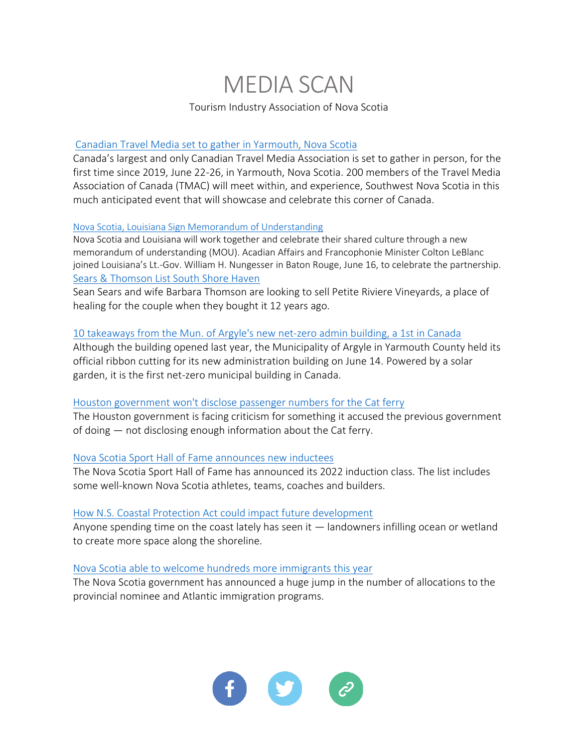# MEDIA SCAN

Tourism Industry Association of Nova Scotia

[Canadian Travel Media set to gather in Yarmouth, Nova Scotia]

Canada's largest and only Canadian Travel Media Association is set to gather in person, for the first time since 2019, June 22-26, in Yarmouth, Nova Scotia. 200 members of the Travel Media Association of Canada (TMAC) will meet within, and experience, Southwest Nova Scotia in this much anticipated event that will showcase and celebrate this corner of Canada.

[Nova Scotia, Louisiana Sign Memorandum of Understanding]

Nova Scotia and Louisiana will work together and celebrate their shared culture through a new memorandum of understanding (MOU). Acadian Affairs and Francophonie Minister Colton LeBlanc joined Louisiana's Lt.-Gov. William H. Nungesser in Baton Rouge, June 16, to celebrate the partnership.

[Sears & Thomson List South Shore Haven]

Sean Sears and wife Barbara Thomson are looking to sell Petite Riviere Vineyards, a place of healing for the couple when they bought it 12 years ago.

[10 takeaways from the Mun. of Argyle's new net-zero admin building, a 1st in Canada]

Although the building opened last year, the Municipality of Argyle in Yarmouth County held its official ribbon cutting for its new administration building on June 14. Powered by a solar garden, it is the first net-zero municipal building in Canada.

[Houston government won't disclose passenger numbers for the Cat ferry]

The Houston government is facing criticism for something it accused the previous government of doing — not disclosing enough information about the Cat ferry.

[Nova Scotia Sport Hall of Fame announces new inductees]

The Nova Scotia Sport Hall of Fame has announced its 2022 induction class. The list includes some well-known Nova Scotia athletes, teams, coaches and builders.

[How N.S. Coastal Protection Act could impact future development]

Anyone spending time on the coast lately has seen it — landowners infilling ocean or wetland to create more space along the shoreline.

[Nova Scotia able to welcome hundreds more immigrants this year]

The Nova Scotia government has announced a huge jump in the number of allocations to the provincial nominee and Atlantic immigration programs.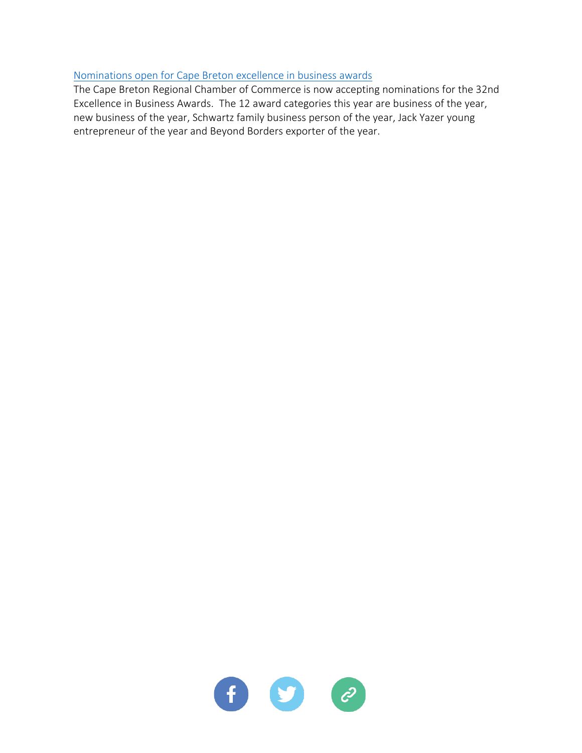Nominations open for Cape Breton excellence in business awards

The Cape Breton Regional Chamber of Commerce is now accepting nominations for the 32nd Excellence in Business Awards. The 12 award categories this year are business of the year, new business of the year, Schwartz family business person of the year, Jack Yazer young entrepreneur of the year and Beyond Borders exporter of the year.